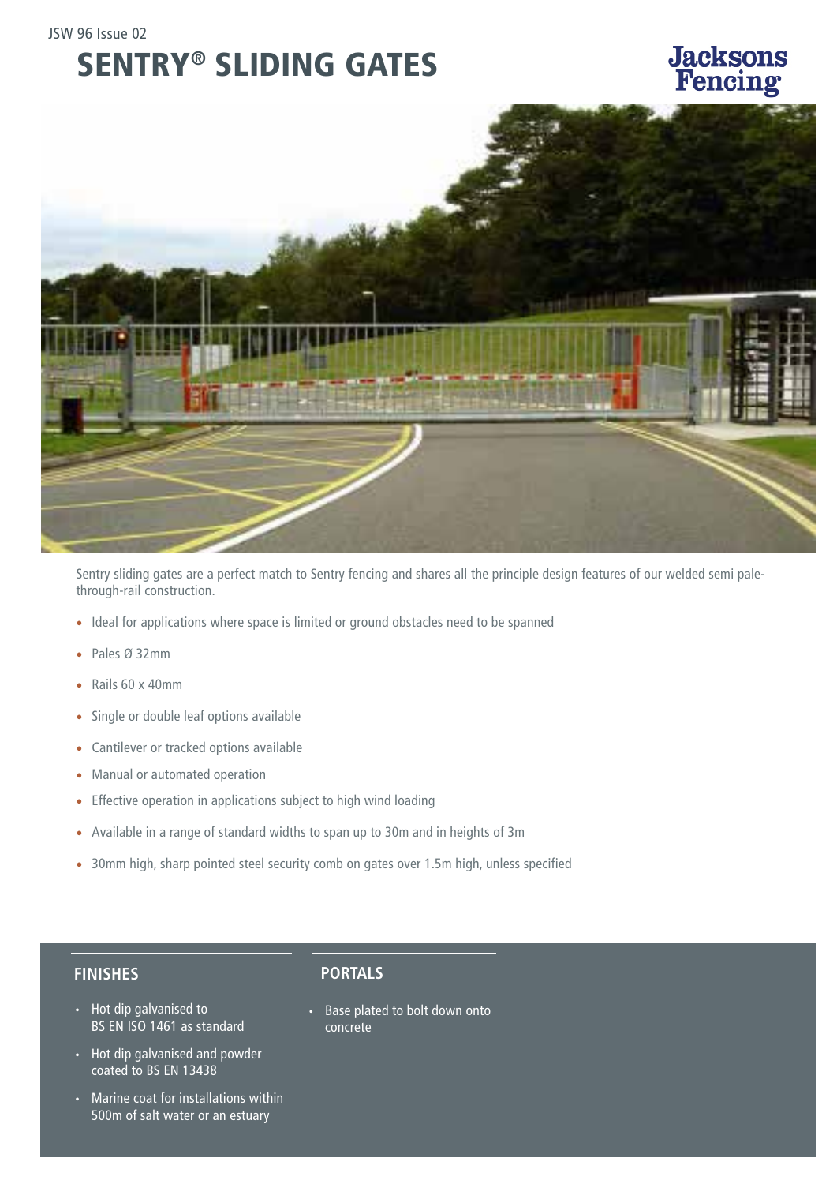JSW 96 Issue 02

# SENTRY® SLIDING GATES

Jacksons Fencing

Sentry sliding gates are a perfect match to Sentry fencing and shares all the principle design features of our welded semi pale-through-rail construction.

- Ideal for applications where space is limited or ground obstacles need to be spanned
- Pales Ø 32mm
- Rails 60 x 40mm
- Single or double leaf options available
- Cantilever or tracked options available
- Manual or automated operation
- Effective operation in applications subject to high wind loading
- Available in a range of standard widths to span up to 30m and in heights of 3m
- 30mm high, sharp pointed steel security comb on gates over 1.5m high, unless specified

## FINISHES

- Hot dip galvanised to BS EN ISO 1461 as standard
- Hot dip galvanised and powder coated to BS EN 13438
- Marine coat for installations within 500m of salt water or an estuary

## PORTALS

- Base plated to bolt down onto concrete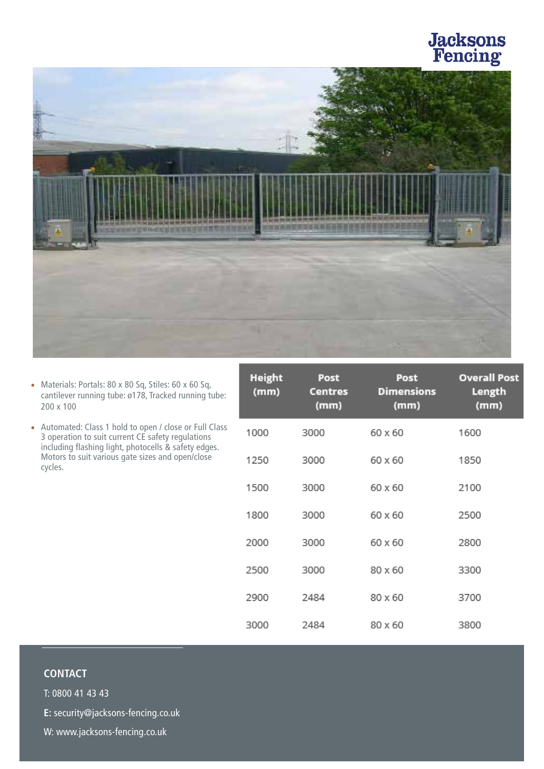Jacksons Fencing

- Materials: Portals: 80 x 80 Sq, Stiles: 60 x 60 Sq, cantilever running tube: ø178, Tracked running tube: 200 x 100
- Automated: Class 1 hold to open / close or Full Class 3 operation to suit current CE safety regulations including flashing light, photocells & safety edges. Motors to suit various gate sizes and open/close cycles.

| Height (mm) | Post Centres (mm) | Post Dimensions (mm) | Overall Post Length (mm) |
|---|---|---|---|
| 1000 | 3000 | 60 x 60 | 1600 |
| 1250 | 3000 | 60 x 60 | 1850 |
| 1500 | 3000 | 60 x 60 | 2100 |
| 1800 | 3000 | 60 x 60 | 2500 |
| 2000 | 3000 | 60 x 60 | 2800 |
| 2500 | 3000 | 80 x 60 | 3300 |
| 2900 | 2484 | 80 x 60 | 3700 |
| 3000 | 2484 | 80 x 60 | 3800 |

## CONTACT

T: 0800 41 43 43

**E:** security@jacksons-fencing.co.uk

W: www.jacksons-fencing.co.uk